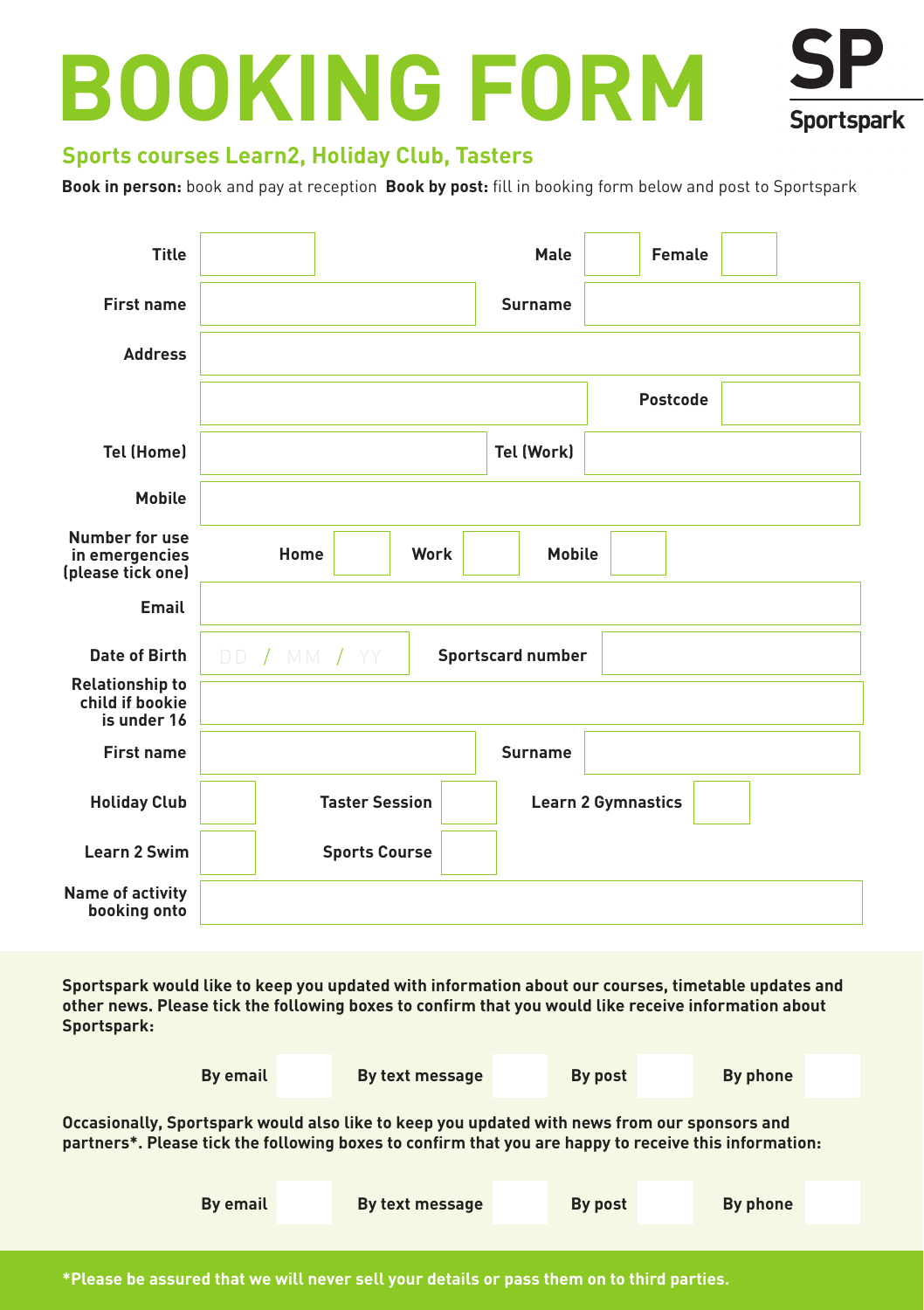# BOOKING FORM

**SP**
**Sportspark**

## Sports courses Learn2, Holiday Club, Tasters

**Book in person:** book and pay at reception **Book by post:** fill in booking form below and post to Sportspark

| | | | | | |
|---|---|---|---|---|---|
| **Title** | | **Male** | | **Female** | |
| **First name** | | **Surname** | | | |
| **Address** | | | | | |
| | | **Postcode** | | | |
| **Tel (Home)** | | **Tel (Work)** | | | |
| **Mobile** | | | | | |
| **Number for use in emergencies (please tick one)** | **Home** | | **Work** | | **Mobile** |
| **Email** | | | | | |
| **Date of Birth** | DD / MM / YY | **Sportscard number** | | | |
| **Relationship to child if bookie is under 16** | | | | | |
| **First name** | | **Surname** | | | |
| **Holiday Club** | | **Taster Session** | | **Learn 2 Gymnastics** | |
| **Learn 2 Swim** | | **Sports Course** | | | |
| **Name of activity booking onto** | | | | | |

**Sportspark would like to keep you updated with information about our courses, timetable updates and other news. Please tick the following boxes to confirm that you would like receive information about Sportspark:**

**By email** ☐ **By text message** ☐ **By post** ☐ **By phone** ☐

**Occasionally, Sportspark would also like to keep you updated with news from our sponsors and partners\*. Please tick the following boxes to confirm that you are happy to receive this information:**

**By email** ☐ **By text message** ☐ **By post** ☐ **By phone** ☐

**\*Please be assured that we will never sell your details or pass them on to third parties.**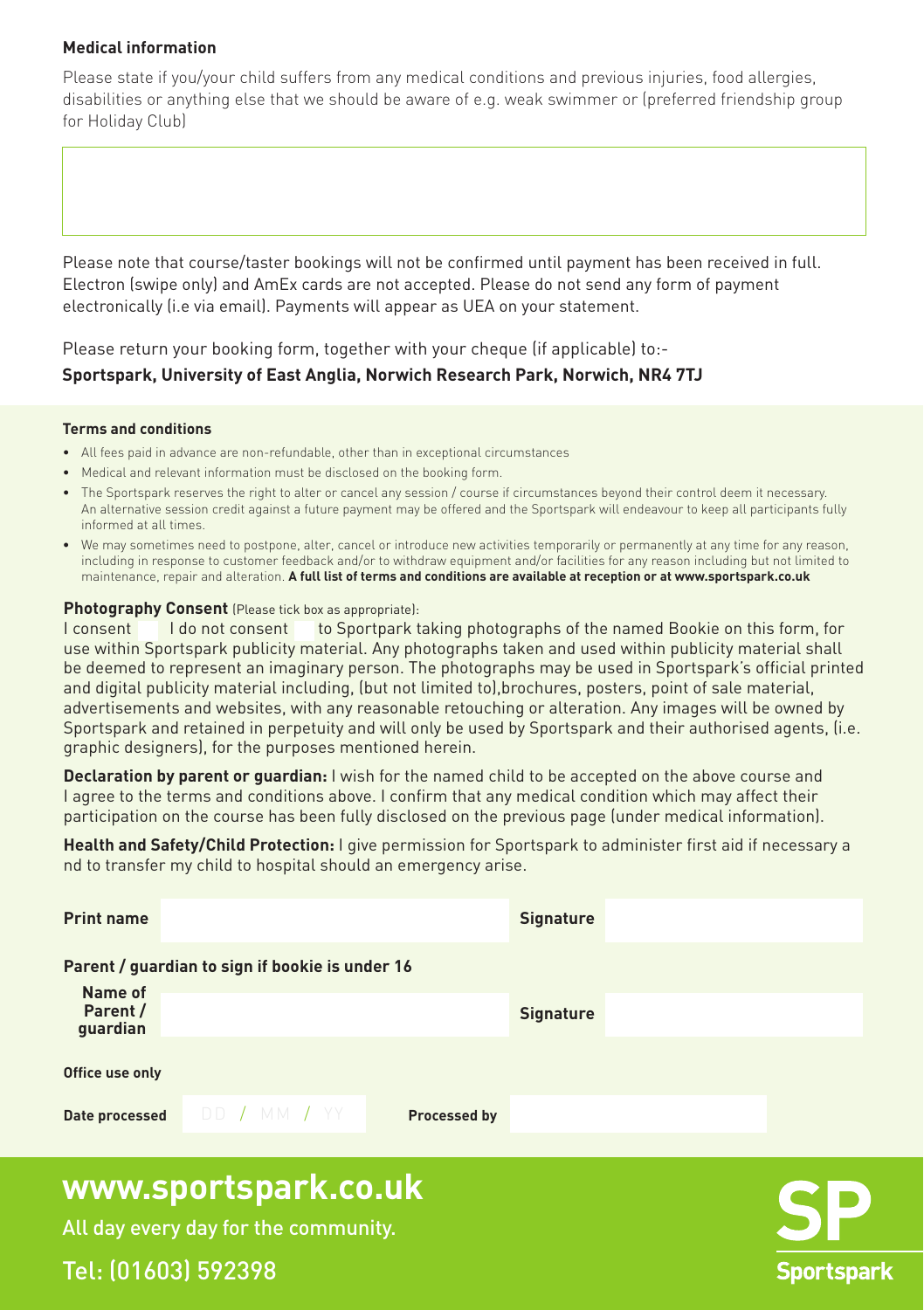### Medical information

Please state if you/your child suffers from any medical conditions and previous injuries, food allergies, disabilities or anything else that we should be aware of e.g. weak swimmer or (preferred friendship group for Holiday Club)

Please note that course/taster bookings will not be confirmed until payment has been received in full. Electron (swipe only) and AmEx cards are not accepted. Please do not send any form of payment electronically (i.e via email). Payments will appear as UEA on your statement.

Please return your booking form, together with your cheque (if applicable) to:-

**Sportspark, University of East Anglia, Norwich Research Park, Norwich, NR4 7TJ**

### Terms and conditions

- All fees paid in advance are non-refundable, other than in exceptional circumstances
- Medical and relevant information must be disclosed on the booking form.
- The Sportspark reserves the right to alter or cancel any session / course if circumstances beyond their control deem it necessary. An alternative session credit against a future payment may be offered and the Sportspark will endeavour to keep all participants fully informed at all times.
- We may sometimes need to postpone, alter, cancel or introduce new activities temporarily or permanently at any time for any reason, including in response to customer feedback and/or to withdraw equipment and/or facilities for any reason including but not limited to maintenance, repair and alteration. **A full list of terms and conditions are available at reception or at www.sportspark.co.uk**

**Photography Consent** (Please tick box as appropriate):

I consent ☐ I do not consent ☐ to Sportpark taking photographs of the named Bookie on this form, for use within Sportspark publicity material. Any photographs taken and used within publicity material shall be deemed to represent an imaginary person. The photographs may be used in Sportspark's official printed and digital publicity material including, (but not limited to),brochures, posters, point of sale material, advertisements and websites, with any reasonable retouching or alteration. Any images will be owned by Sportspark and retained in perpetuity and will only be used by Sportspark and their authorised agents, (i.e. graphic designers), for the purposes mentioned herein.

**Declaration by parent or guardian:** I wish for the named child to be accepted on the above course and I agree to the terms and conditions above. I confirm that any medical condition which may affect their participation on the course has been fully disclosed on the previous page (under medical information).

**Health and Safety/Child Protection:** I give permission for Sportspark to administer first aid if necessary a nd to transfer my child to hospital should an emergency arise.

**Print name** ____________________ **Signature** ____________________

**Parent / guardian to sign if bookie is under 16**

**Name of Parent / guardian** ____________________ **Signature** ____________________

**Office use only**

**Date processed** DD / MM / YY **Processed by** ____________________

## www.sportspark.co.uk

All day every day for the community.

Tel: (01603) 592398

SP Sportspark